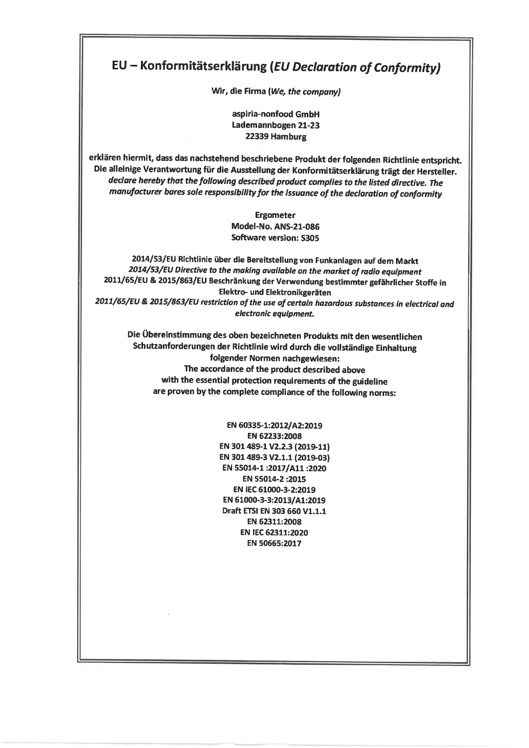# EU – Konformitätserklärung (*EU Declaration of Conformity*)

**Wir, die Firma (*We, the company*)**

**aspiria-nonfood GmbH**
**Lademannbogen 21-23**
**22339 Hamburg**

**erklären hiermit, dass das nachstehend beschriebene Produkt der folgenden Richtlinie entspricht. Die alleinige Verantwortung für die Ausstellung der Konformitätserklärung trägt der Hersteller.**
***declare hereby that the following described product complies to the listed directive. The manufacturer bares sole responsibility for the issuance of the declaration of conformity***

**Ergometer**
**Model-No. ANS-21-086**
**Software version: S305**

**2014/53/EU Richtlinie über die Bereitstellung von Funkanlagen auf dem Markt**
***2014/53/EU Directive to the making available on the market of radio equipment***
**2011/65/EU & 2015/863/EU Beschränkung der Verwendung bestimmter gefährlicher Stoffe in Elektro- und Elektronikgeräten**
***2011/65/EU & 2015/863/EU restriction of the use of certain hazardous substances in electrical and electronic equipment.***

**Die Übereinstimmung des oben bezeichneten Produkts mit den wesentlichen Schutzanforderungen der Richtlinie wird durch die vollständige Einhaltung folgender Normen nachgewiesen:**
**The accordance of the product described above with the essential protection requirements of the guideline are proven by the complete compliance of the following norms:**

**EN 60335-1:2012/A2:2019**
**EN 62233:2008**
**EN 301 489-1 V2.2.3 (2019-11)**
**EN 301 489-3 V2.1.1 (2019-03)**
**EN 55014-1 :2017/A11 :2020**
**EN 55014-2 :2015**
**EN IEC 61000-3-2:2019**
**EN 61000-3-3:2013/A1:2019**
**Draft ETSI EN 303 660 V1.1.1**
**EN 62311:2008**
**EN IEC 62311:2020**
**EN 50665:2017**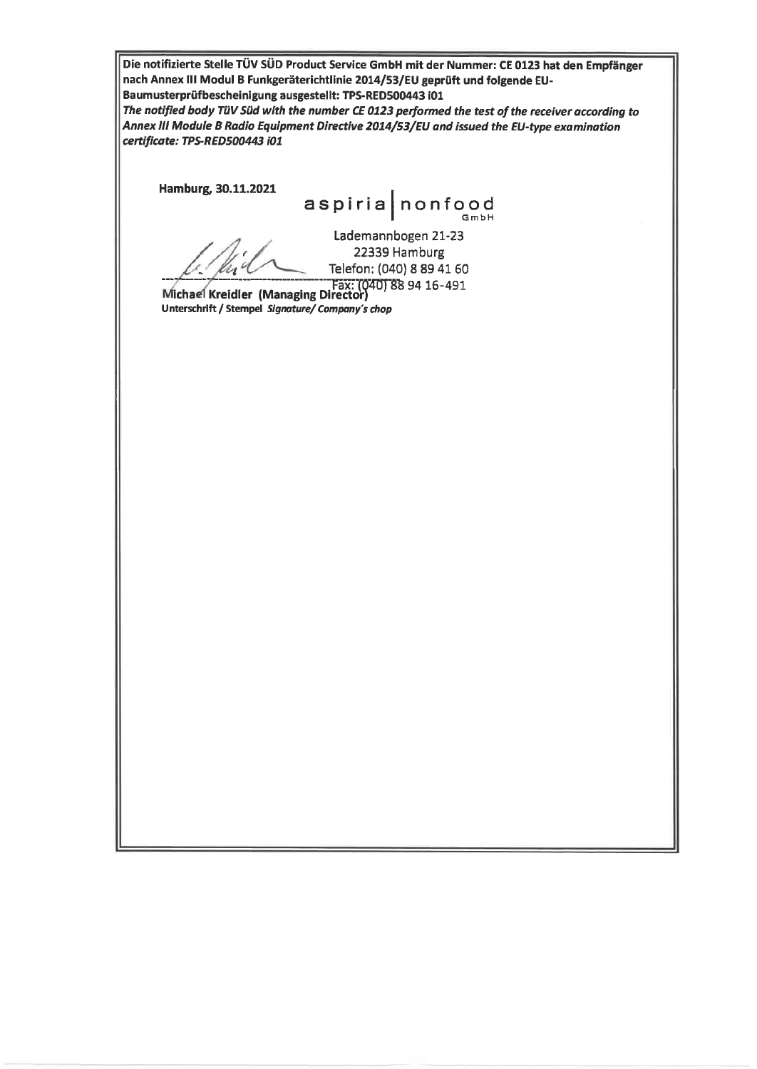**Die notifizierte Stelle TÜV SÜD Product Service GmbH mit der Nummer: CE 0123 hat den Empfänger nach Annex III Modul B Funkgeräterichtlinie 2014/53/EU geprüft und folgende EU-Baumusterprüfbescheinigung ausgestellt: TPS-RED500443 i01**
***The notified body TüV Süd with the number CE 0123 performed the test of the receiver according to Annex III Module B Radio Equipment Directive 2014/53/EU and issued the EU-type examination certificate: TPS-RED500443 i01***

**Hamburg, 30.11.2021**

aspiria | nonfood GmbH
Lademannbogen 21-23
22339 Hamburg
Telefon: (040) 8 89 41 60
Fax: (040) 88 94 16-491

**Michael Kreidler (Managing Director)**
**Unterschrift / Stempel** ***Signature/ Company's chop***